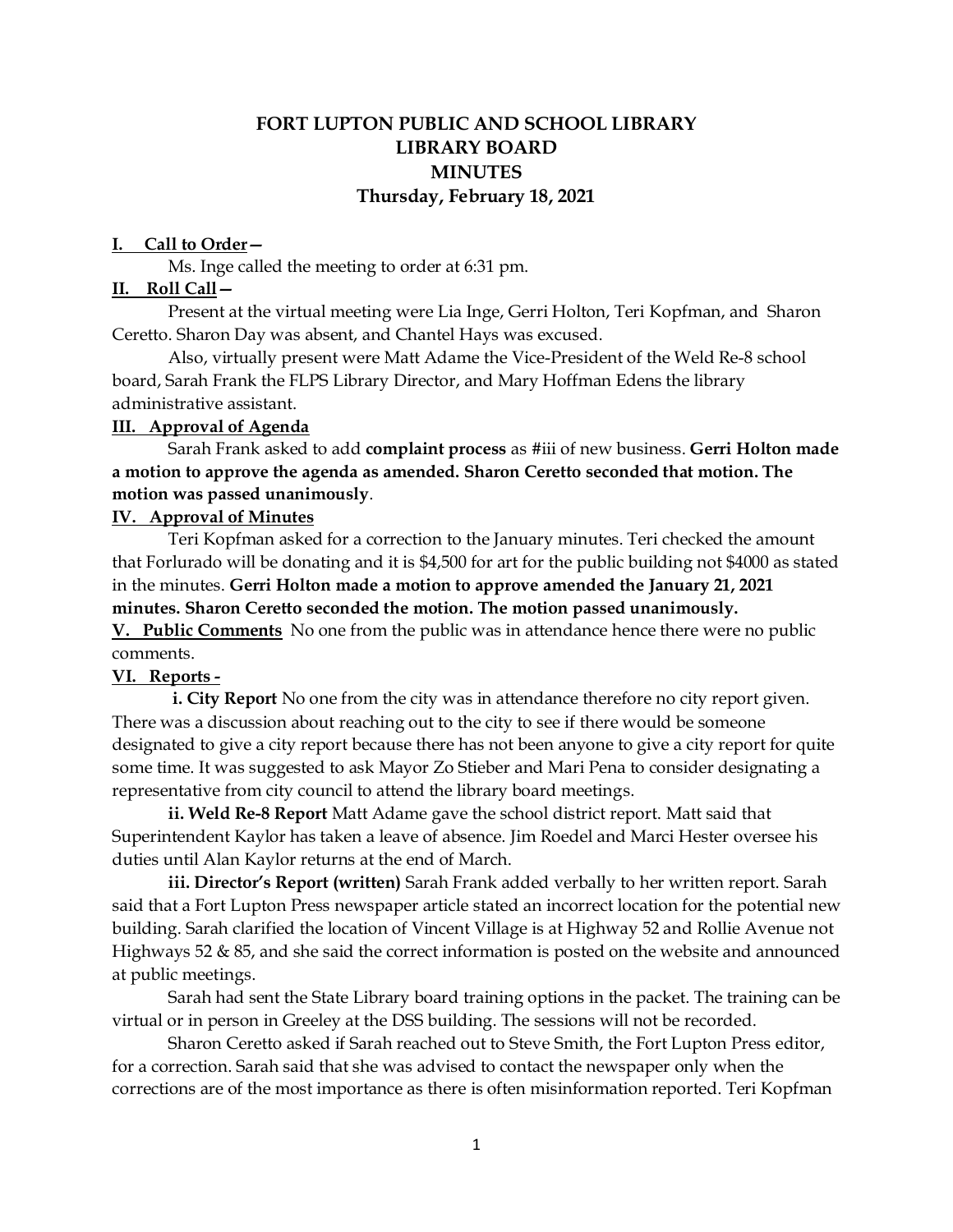# FORT LUPTON PUBLIC AND SCHOOL LIBRARY
# LIBRARY BOARD
# MINUTES
## Thursday, February 18, 2021

**I. Call to Order—**

Ms. Inge called the meeting to order at 6:31 pm.

**II. Roll Call—**

Present at the virtual meeting were Lia Inge, Gerri Holton, Teri Kopfman, and Sharon Ceretto. Sharon Day was absent, and Chantel Hays was excused.

Also, virtually present were Matt Adame the Vice-President of the Weld Re-8 school board, Sarah Frank the FLPS Library Director, and Mary Hoffman Edens the library administrative assistant.

**III. Approval of Agenda**

Sarah Frank asked to add **complaint process** as #iii of new business. **Gerri Holton made a motion to approve the agenda as amended. Sharon Ceretto seconded that motion. The motion was passed unanimously**.

**IV. Approval of Minutes**

Teri Kopfman asked for a correction to the January minutes. Teri checked the amount that Forlurado will be donating and it is $4,500 for art for the public building not $4000 as stated in the minutes. **Gerri Holton made a motion to approve amended the January 21, 2021 minutes. Sharon Ceretto seconded the motion. The motion passed unanimously.**

**V. Public Comments** No one from the public was in attendance hence there were no public comments.

**VI. Reports -**

**i. City Report** No one from the city was in attendance therefore no city report given. There was a discussion about reaching out to the city to see if there would be someone designated to give a city report because there has not been anyone to give a city report for quite some time. It was suggested to ask Mayor Zo Stieber and Mari Pena to consider designating a representative from city council to attend the library board meetings.

**ii. Weld Re-8 Report** Matt Adame gave the school district report. Matt said that Superintendent Kaylor has taken a leave of absence. Jim Roedel and Marci Hester oversee his duties until Alan Kaylor returns at the end of March.

**iii. Director's Report (written)** Sarah Frank added verbally to her written report. Sarah said that a Fort Lupton Press newspaper article stated an incorrect location for the potential new building. Sarah clarified the location of Vincent Village is at Highway 52 and Rollie Avenue not Highways 52 & 85, and she said the correct information is posted on the website and announced at public meetings.

Sarah had sent the State Library board training options in the packet. The training can be virtual or in person in Greeley at the DSS building. The sessions will not be recorded.

Sharon Ceretto asked if Sarah reached out to Steve Smith, the Fort Lupton Press editor, for a correction. Sarah said that she was advised to contact the newspaper only when the corrections are of the most importance as there is often misinformation reported. Teri Kopfman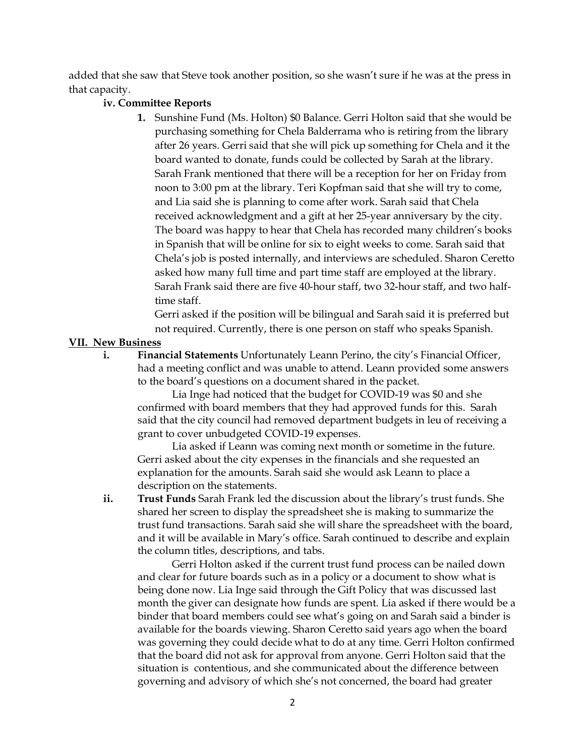added that she saw that Steve took another position, so she wasn't sure if he was at the press in that capacity.

**iv. Committee Reports**

1. Sunshine Fund (Ms. Holton) $0 Balance. Gerri Holton said that she would be purchasing something for Chela Balderrama who is retiring from the library after 26 years. Gerri said that she will pick up something for Chela and it the board wanted to donate, funds could be collected by Sarah at the library. Sarah Frank mentioned that there will be a reception for her on Friday from noon to 3:00 pm at the library. Teri Kopfman said that she will try to come, and Lia said she is planning to come after work. Sarah said that Chela received acknowledgment and a gift at her 25-year anniversary by the city. The board was happy to hear that Chela has recorded many children's books in Spanish that will be online for six to eight weeks to come. Sarah said that Chela's job is posted internally, and interviews are scheduled. Sharon Ceretto asked how many full time and part time staff are employed at the library. Sarah Frank said there are five 40-hour staff, two 32-hour staff, and two half-time staff.

   Gerri asked if the position will be bilingual and Sarah said it is preferred but not required. Currently, there is one person on staff who speaks Spanish.

## VII. New Business

i. **Financial Statements** Unfortunately Leann Perino, the city's Financial Officer, had a meeting conflict and was unable to attend. Leann provided some answers to the board's questions on a document shared in the packet.

   Lia Inge had noticed that the budget for COVID-19 was $0 and she confirmed with board members that they had approved funds for this. Sarah said that the city council had removed department budgets in leu of receiving a grant to cover unbudgeted COVID-19 expenses.

   Lia asked if Leann was coming next month or sometime in the future. Gerri asked about the city expenses in the financials and she requested an explanation for the amounts. Sarah said she would ask Leann to place a description on the statements.

ii. **Trust Funds** Sarah Frank led the discussion about the library's trust funds. She shared her screen to display the spreadsheet she is making to summarize the trust fund transactions. Sarah said she will share the spreadsheet with the board, and it will be available in Mary's office. Sarah continued to describe and explain the column titles, descriptions, and tabs.

   Gerri Holton asked if the current trust fund process can be nailed down and clear for future boards such as in a policy or a document to show what is being done now. Lia Inge said through the Gift Policy that was discussed last month the giver can designate how funds are spent. Lia asked if there would be a binder that board members could see what's going on and Sarah said a binder is available for the boards viewing. Sharon Ceretto said years ago when the board was governing they could decide what to do at any time. Gerri Holton confirmed that the board did not ask for approval from anyone. Gerri Holton said that the situation is contentious, and she communicated about the difference between governing and advisory of which she's not concerned, the board had greater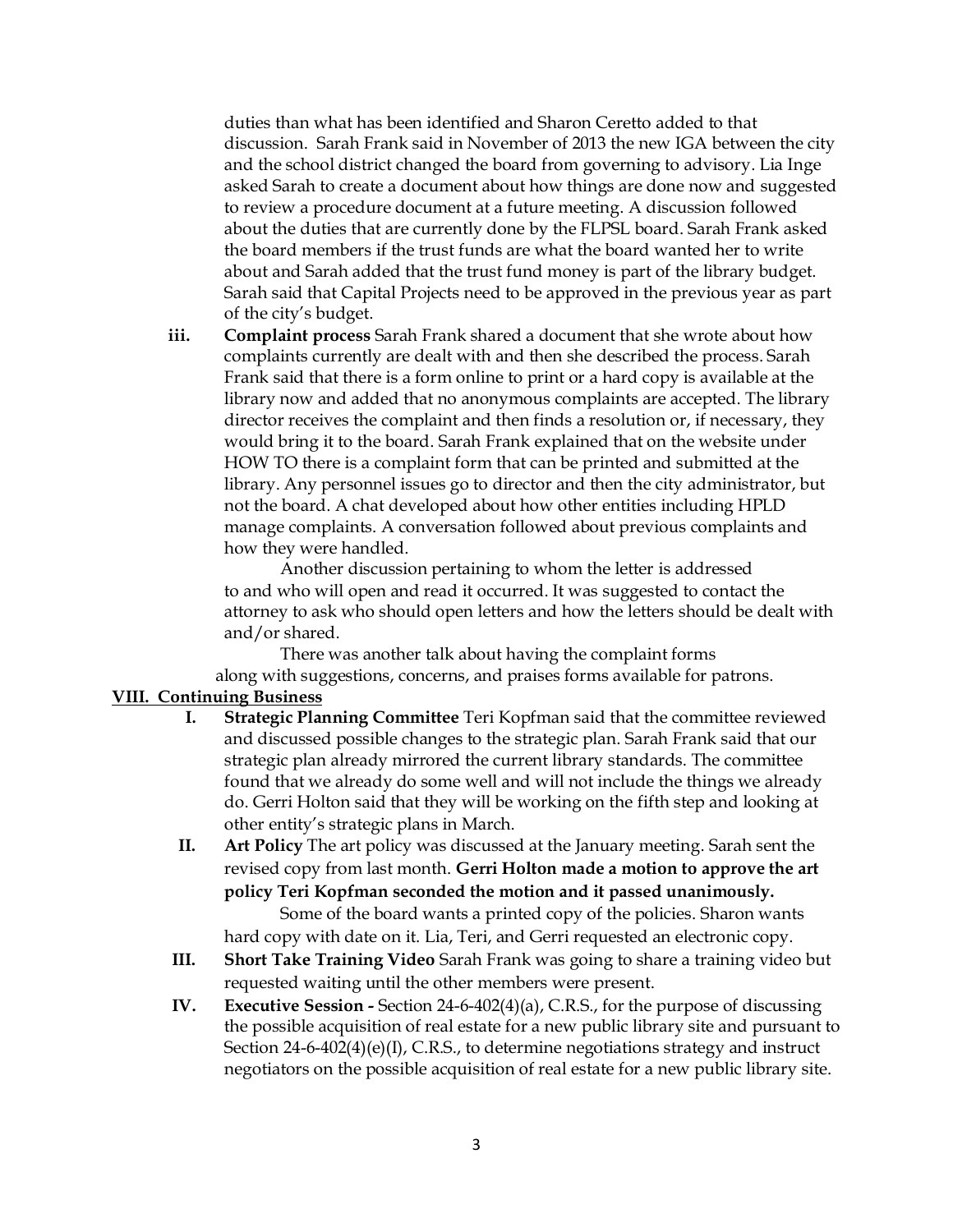duties than what has been identified and Sharon Ceretto added to that discussion. Sarah Frank said in November of 2013 the new IGA between the city and the school district changed the board from governing to advisory. Lia Inge asked Sarah to create a document about how things are done now and suggested to review a procedure document at a future meeting. A discussion followed about the duties that are currently done by the FLPSL board. Sarah Frank asked the board members if the trust funds are what the board wanted her to write about and Sarah added that the trust fund money is part of the library budget. Sarah said that Capital Projects need to be approved in the previous year as part of the city's budget.

iii. **Complaint process** Sarah Frank shared a document that she wrote about how complaints currently are dealt with and then she described the process. Sarah Frank said that there is a form online to print or a hard copy is available at the library now and added that no anonymous complaints are accepted. The library director receives the complaint and then finds a resolution or, if necessary, they would bring it to the board. Sarah Frank explained that on the website under HOW TO there is a complaint form that can be printed and submitted at the library. Any personnel issues go to director and then the city administrator, but not the board. A chat developed about how other entities including HPLD manage complaints. A conversation followed about previous complaints and how they were handled.

Another discussion pertaining to whom the letter is addressed to and who will open and read it occurred. It was suggested to contact the attorney to ask who should open letters and how the letters should be dealt with and/or shared.

There was another talk about having the complaint forms along with suggestions, concerns, and praises forms available for patrons.

## VIII. Continuing Business

I. **Strategic Planning Committee** Teri Kopfman said that the committee reviewed and discussed possible changes to the strategic plan. Sarah Frank said that our strategic plan already mirrored the current library standards. The committee found that we already do some well and will not include the things we already do. Gerri Holton said that they will be working on the fifth step and looking at other entity's strategic plans in March.

II. **Art Policy** The art policy was discussed at the January meeting. Sarah sent the revised copy from last month. **Gerri Holton made a motion to approve the art policy Teri Kopfman seconded the motion and it passed unanimously.**

Some of the board wants a printed copy of the policies. Sharon wants hard copy with date on it. Lia, Teri, and Gerri requested an electronic copy.

III. **Short Take Training Video** Sarah Frank was going to share a training video but requested waiting until the other members were present.

IV. **Executive Session -** Section 24-6-402(4)(a), C.R.S., for the purpose of discussing the possible acquisition of real estate for a new public library site and pursuant to Section 24-6-402(4)(e)(I), C.R.S., to determine negotiations strategy and instruct negotiators on the possible acquisition of real estate for a new public library site.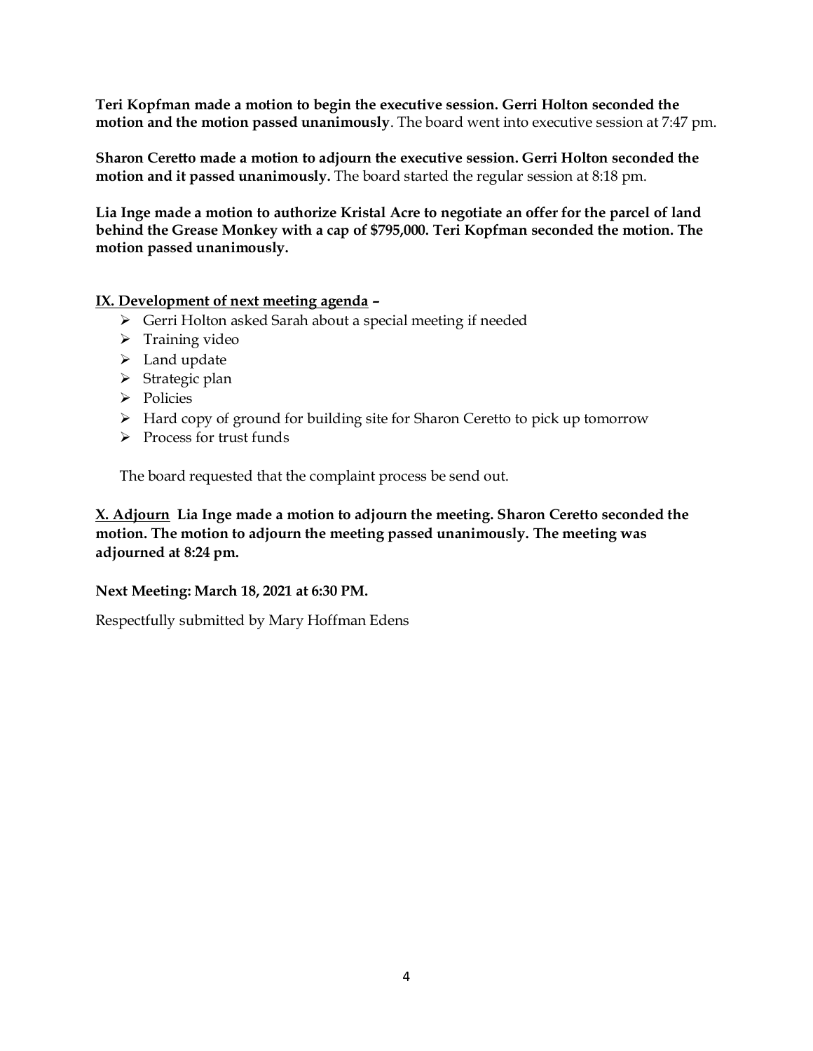**Teri Kopfman made a motion to begin the executive session. Gerri Holton seconded the motion and the motion passed unanimously**. The board went into executive session at 7:47 pm.

**Sharon Ceretto made a motion to adjourn the executive session. Gerri Holton seconded the motion and it passed unanimously.** The board started the regular session at 8:18 pm.

**Lia Inge made a motion to authorize Kristal Acre to negotiate an offer for the parcel of land behind the Grease Monkey with a cap of $795,000. Teri Kopfman seconded the motion. The motion passed unanimously.**

**IX. Development of next meeting agenda –**

- Gerri Holton asked Sarah about a special meeting if needed
- Training video
- Land update
- Strategic plan
- Policies
- Hard copy of ground for building site for Sharon Ceretto to pick up tomorrow
- Process for trust funds

The board requested that the complaint process be send out.

**X. Adjourn Lia Inge made a motion to adjourn the meeting. Sharon Ceretto seconded the motion. The motion to adjourn the meeting passed unanimously. The meeting was adjourned at 8:24 pm.**

**Next Meeting: March 18, 2021 at 6:30 PM.**

Respectfully submitted by Mary Hoffman Edens